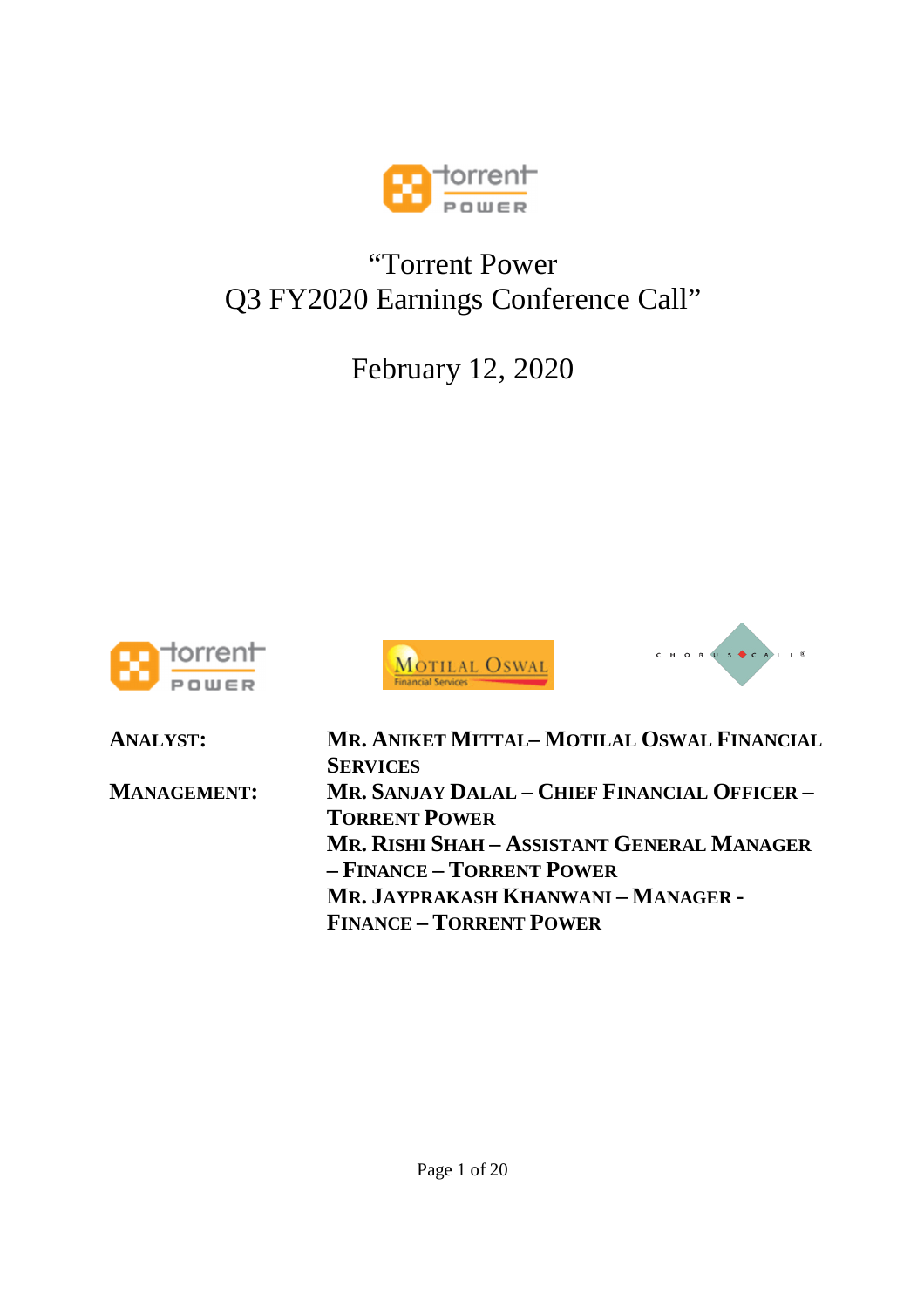# "Torrent Power Q3 FY2020 Earnings Conference Call"

## February 12, 2020

| | |
|---|---|
| **ANALYST:** | **MR. ANIKET MITTAL– MOTILAL OSWAL FINANCIAL SERVICES** |
| **MANAGEMENT:** | **MR. SANJAY DALAL – CHIEF FINANCIAL OFFICER – TORRENT POWER** |
| | **MR. RISHI SHAH – ASSISTANT GENERAL MANAGER – FINANCE – TORRENT POWER** |
| | **MR. JAYPRAKASH KHANWANI – MANAGER - FINANCE – TORRENT POWER** |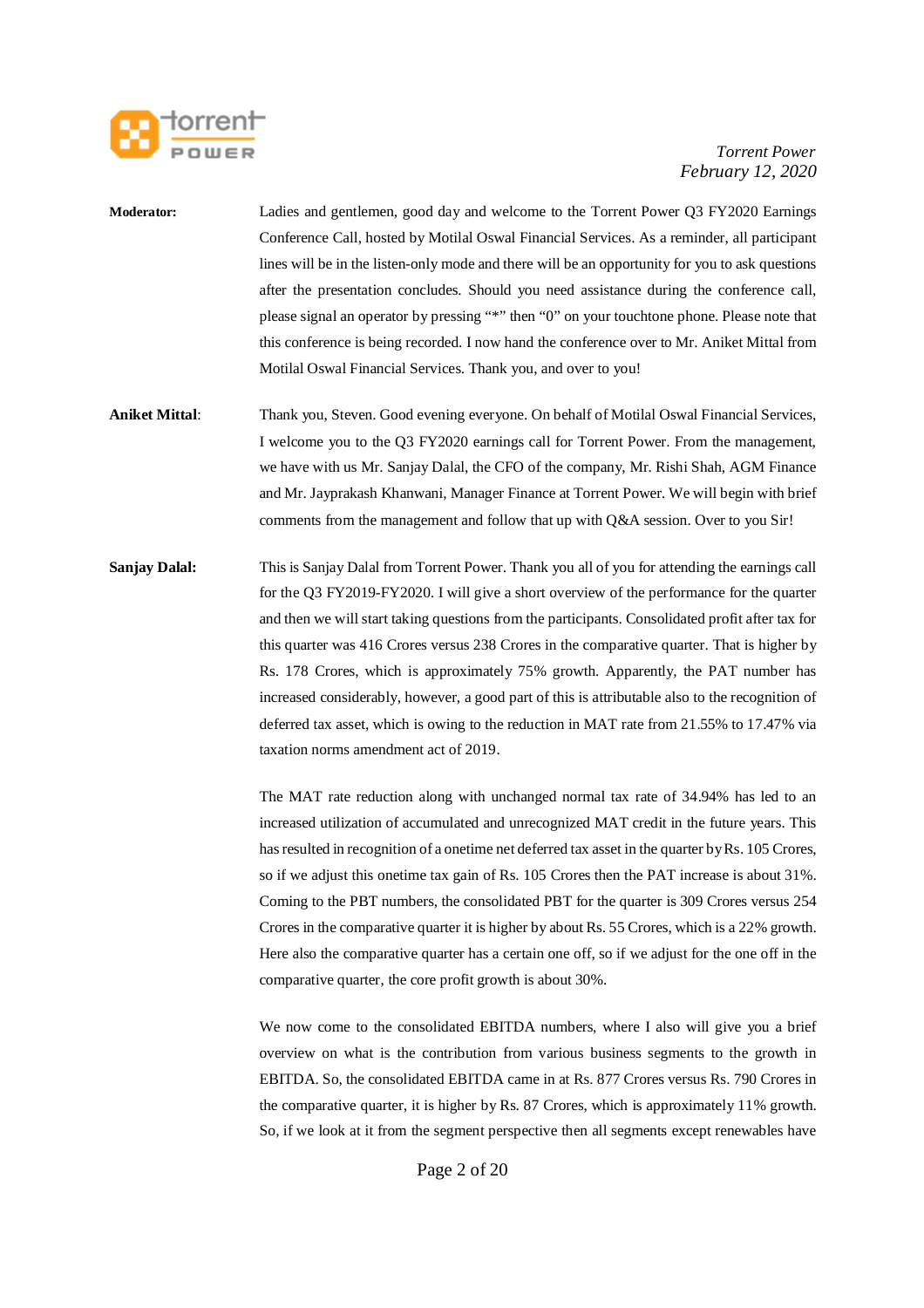**Moderator:** Ladies and gentlemen, good day and welcome to the Torrent Power Q3 FY2020 Earnings Conference Call, hosted by Motilal Oswal Financial Services. As a reminder, all participant lines will be in the listen-only mode and there will be an opportunity for you to ask questions after the presentation concludes. Should you need assistance during the conference call, please signal an operator by pressing "*" then "0" on your touchtone phone. Please note that this conference is being recorded. I now hand the conference over to Mr. Aniket Mittal from Motilal Oswal Financial Services. Thank you, and over to you!

**Aniket Mittal**: Thank you, Steven. Good evening everyone. On behalf of Motilal Oswal Financial Services, I welcome you to the Q3 FY2020 earnings call for Torrent Power. From the management, we have with us Mr. Sanjay Dalal, the CFO of the company, Mr. Rishi Shah, AGM Finance and Mr. Jayprakash Khanwani, Manager Finance at Torrent Power. We will begin with brief comments from the management and follow that up with Q&A session. Over to you Sir!

**Sanjay Dalal:** This is Sanjay Dalal from Torrent Power. Thank you all of you for attending the earnings call for the Q3 FY2019-FY2020. I will give a short overview of the performance for the quarter and then we will start taking questions from the participants. Consolidated profit after tax for this quarter was 416 Crores versus 238 Crores in the comparative quarter. That is higher by Rs. 178 Crores, which is approximately 75% growth. Apparently, the PAT number has increased considerably, however, a good part of this is attributable also to the recognition of deferred tax asset, which is owing to the reduction in MAT rate from 21.55% to 17.47% via taxation norms amendment act of 2019.

The MAT rate reduction along with unchanged normal tax rate of 34.94% has led to an increased utilization of accumulated and unrecognized MAT credit in the future years. This has resulted in recognition of a onetime net deferred tax asset in the quarter by Rs. 105 Crores, so if we adjust this onetime tax gain of Rs. 105 Crores then the PAT increase is about 31%. Coming to the PBT numbers, the consolidated PBT for the quarter is 309 Crores versus 254 Crores in the comparative quarter it is higher by about Rs. 55 Crores, which is a 22% growth. Here also the comparative quarter has a certain one off, so if we adjust for the one off in the comparative quarter, the core profit growth is about 30%.

We now come to the consolidated EBITDA numbers, where I also will give you a brief overview on what is the contribution from various business segments to the growth in EBITDA. So, the consolidated EBITDA came in at Rs. 877 Crores versus Rs. 790 Crores in the comparative quarter, it is higher by Rs. 87 Crores, which is approximately 11% growth. So, if we look at it from the segment perspective then all segments except renewables have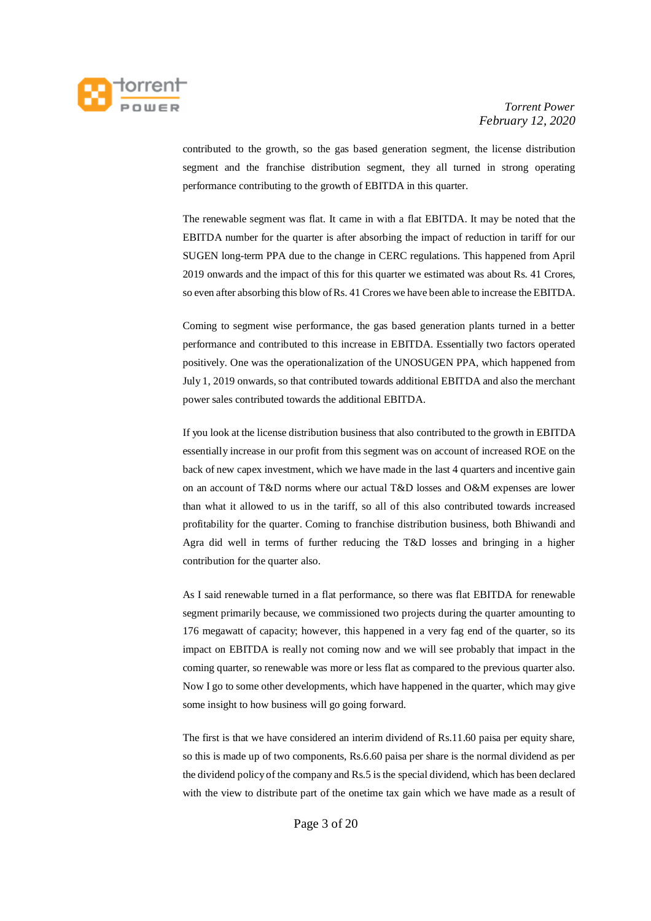contributed to the growth, so the gas based generation segment, the license distribution segment and the franchise distribution segment, they all turned in strong operating performance contributing to the growth of EBITDA in this quarter.

The renewable segment was flat. It came in with a flat EBITDA. It may be noted that the EBITDA number for the quarter is after absorbing the impact of reduction in tariff for our SUGEN long-term PPA due to the change in CERC regulations. This happened from April 2019 onwards and the impact of this for this quarter we estimated was about Rs. 41 Crores, so even after absorbing this blow of Rs. 41 Crores we have been able to increase the EBITDA.

Coming to segment wise performance, the gas based generation plants turned in a better performance and contributed to this increase in EBITDA. Essentially two factors operated positively. One was the operationalization of the UNOSUGEN PPA, which happened from July 1, 2019 onwards, so that contributed towards additional EBITDA and also the merchant power sales contributed towards the additional EBITDA.

If you look at the license distribution business that also contributed to the growth in EBITDA essentially increase in our profit from this segment was on account of increased ROE on the back of new capex investment, which we have made in the last 4 quarters and incentive gain on an account of T&D norms where our actual T&D losses and O&M expenses are lower than what it allowed to us in the tariff, so all of this also contributed towards increased profitability for the quarter. Coming to franchise distribution business, both Bhiwandi and Agra did well in terms of further reducing the T&D losses and bringing in a higher contribution for the quarter also.

As I said renewable turned in a flat performance, so there was flat EBITDA for renewable segment primarily because, we commissioned two projects during the quarter amounting to 176 megawatt of capacity; however, this happened in a very fag end of the quarter, so its impact on EBITDA is really not coming now and we will see probably that impact in the coming quarter, so renewable was more or less flat as compared to the previous quarter also. Now I go to some other developments, which have happened in the quarter, which may give some insight to how business will go going forward.

The first is that we have considered an interim dividend of Rs.11.60 paisa per equity share, so this is made up of two components, Rs.6.60 paisa per share is the normal dividend as per the dividend policy of the company and Rs.5 is the special dividend, which has been declared with the view to distribute part of the onetime tax gain which we have made as a result of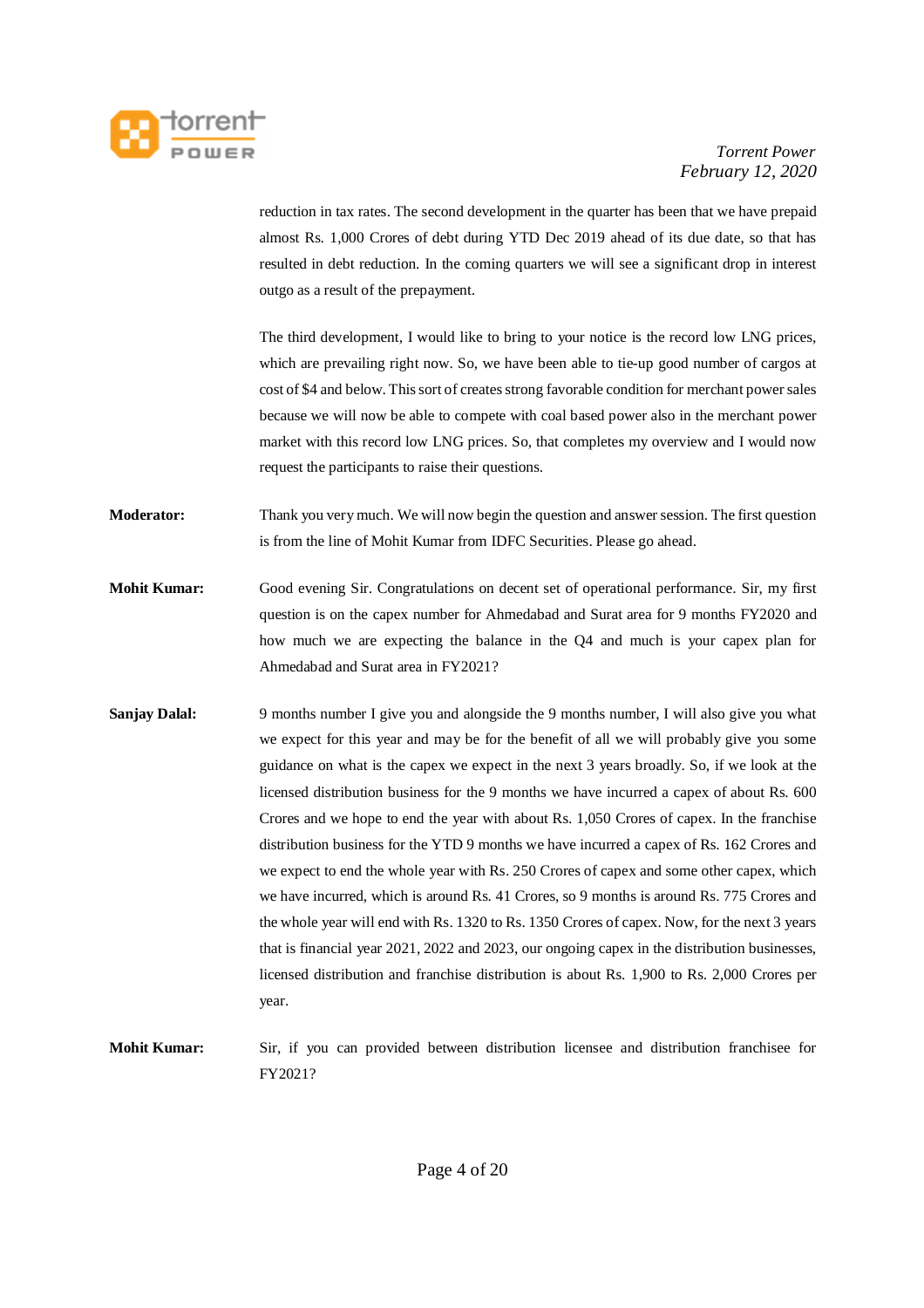reduction in tax rates. The second development in the quarter has been that we have prepaid almost Rs. 1,000 Crores of debt during YTD Dec 2019 ahead of its due date, so that has resulted in debt reduction. In the coming quarters we will see a significant drop in interest outgo as a result of the prepayment.

The third development, I would like to bring to your notice is the record low LNG prices, which are prevailing right now. So, we have been able to tie-up good number of cargos at cost of $4 and below. This sort of creates strong favorable condition for merchant power sales because we will now be able to compete with coal based power also in the merchant power market with this record low LNG prices. So, that completes my overview and I would now request the participants to raise their questions.

**Moderator:** Thank you very much. We will now begin the question and answer session. The first question is from the line of Mohit Kumar from IDFC Securities. Please go ahead.

**Mohit Kumar:** Good evening Sir. Congratulations on decent set of operational performance. Sir, my first question is on the capex number for Ahmedabad and Surat area for 9 months FY2020 and how much we are expecting the balance in the Q4 and much is your capex plan for Ahmedabad and Surat area in FY2021?

**Sanjay Dalal:** 9 months number I give you and alongside the 9 months number, I will also give you what we expect for this year and may be for the benefit of all we will probably give you some guidance on what is the capex we expect in the next 3 years broadly. So, if we look at the licensed distribution business for the 9 months we have incurred a capex of about Rs. 600 Crores and we hope to end the year with about Rs. 1,050 Crores of capex. In the franchise distribution business for the YTD 9 months we have incurred a capex of Rs. 162 Crores and we expect to end the whole year with Rs. 250 Crores of capex and some other capex, which we have incurred, which is around Rs. 41 Crores, so 9 months is around Rs. 775 Crores and the whole year will end with Rs. 1320 to Rs. 1350 Crores of capex. Now, for the next 3 years that is financial year 2021, 2022 and 2023, our ongoing capex in the distribution businesses, licensed distribution and franchise distribution is about Rs. 1,900 to Rs. 2,000 Crores per year.

**Mohit Kumar:** Sir, if you can provided between distribution licensee and distribution franchisee for FY2021?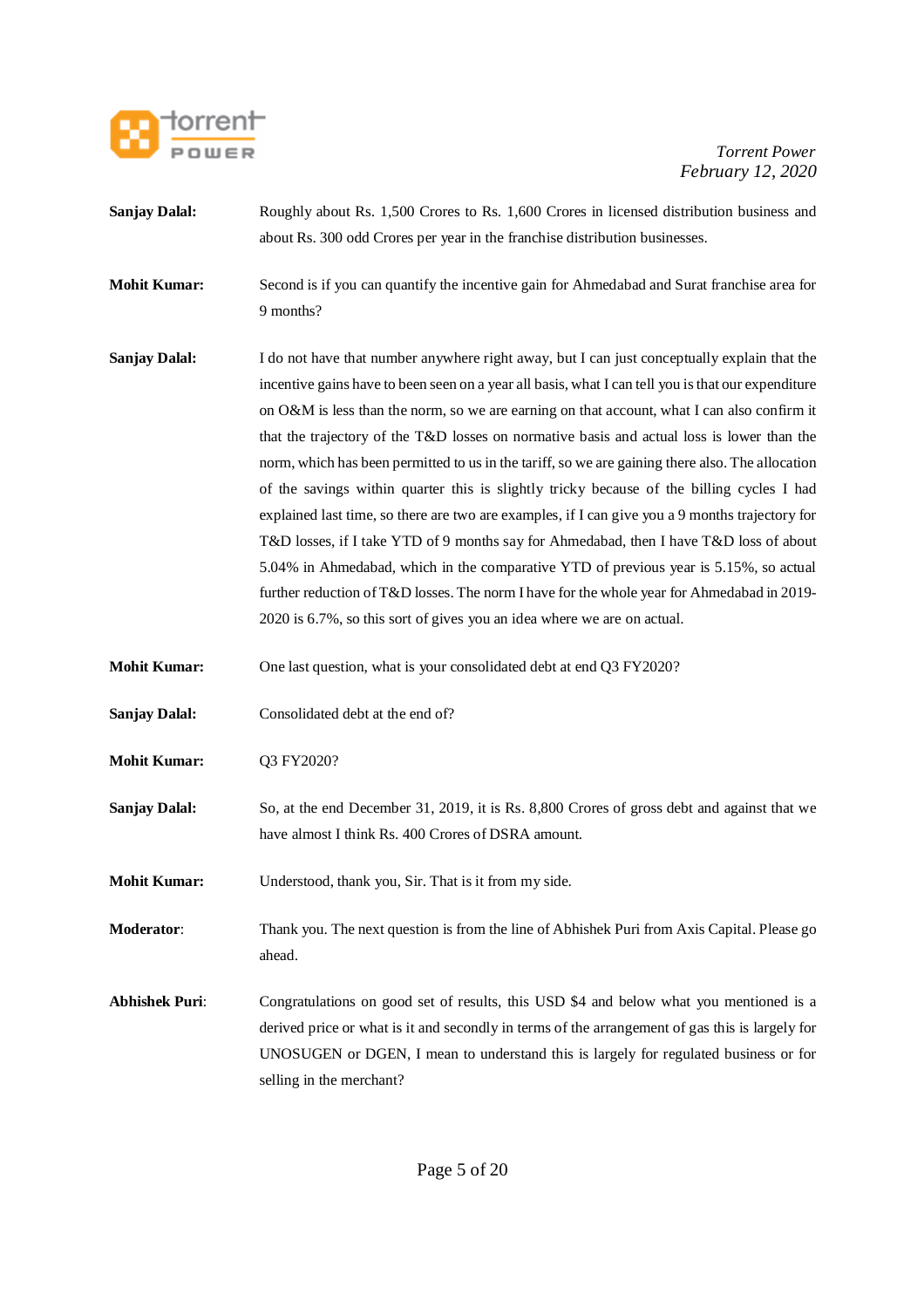**Sanjay Dalal:** Roughly about Rs. 1,500 Crores to Rs. 1,600 Crores in licensed distribution business and about Rs. 300 odd Crores per year in the franchise distribution businesses.

**Mohit Kumar:** Second is if you can quantify the incentive gain for Ahmedabad and Surat franchise area for 9 months?

**Sanjay Dalal:** I do not have that number anywhere right away, but I can just conceptually explain that the incentive gains have to been seen on a year all basis, what I can tell you is that our expenditure on O&M is less than the norm, so we are earning on that account, what I can also confirm it that the trajectory of the T&D losses on normative basis and actual loss is lower than the norm, which has been permitted to us in the tariff, so we are gaining there also. The allocation of the savings within quarter this is slightly tricky because of the billing cycles I had explained last time, so there are two are examples, if I can give you a 9 months trajectory for T&D losses, if I take YTD of 9 months say for Ahmedabad, then I have T&D loss of about 5.04% in Ahmedabad, which in the comparative YTD of previous year is 5.15%, so actual further reduction of T&D losses. The norm I have for the whole year for Ahmedabad in 2019-2020 is 6.7%, so this sort of gives you an idea where we are on actual.

**Mohit Kumar:** One last question, what is your consolidated debt at end Q3 FY2020?

**Sanjay Dalal:** Consolidated debt at the end of?

**Mohit Kumar:** Q3 FY2020?

**Sanjay Dalal:** So, at the end December 31, 2019, it is Rs. 8,800 Crores of gross debt and against that we have almost I think Rs. 400 Crores of DSRA amount.

**Mohit Kumar:** Understood, thank you, Sir. That is it from my side.

**Moderator**: Thank you. The next question is from the line of Abhishek Puri from Axis Capital. Please go ahead.

**Abhishek Puri**: Congratulations on good set of results, this USD $4 and below what you mentioned is a derived price or what is it and secondly in terms of the arrangement of gas this is largely for UNOSUGEN or DGEN, I mean to understand this is largely for regulated business or for selling in the merchant?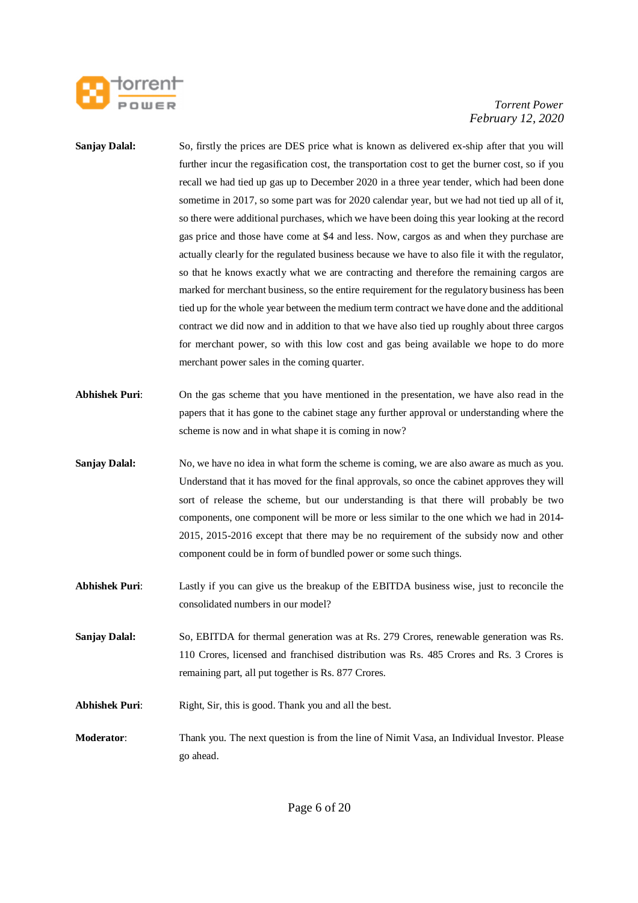**Sanjay Dalal:** So, firstly the prices are DES price what is known as delivered ex-ship after that you will further incur the regasification cost, the transportation cost to get the burner cost, so if you recall we had tied up gas up to December 2020 in a three year tender, which had been done sometime in 2017, so some part was for 2020 calendar year, but we had not tied up all of it, so there were additional purchases, which we have been doing this year looking at the record gas price and those have come at $4 and less. Now, cargos as and when they purchase are actually clearly for the regulated business because we have to also file it with the regulator, so that he knows exactly what we are contracting and therefore the remaining cargos are marked for merchant business, so the entire requirement for the regulatory business has been tied up for the whole year between the medium term contract we have done and the additional contract we did now and in addition to that we have also tied up roughly about three cargos for merchant power, so with this low cost and gas being available we hope to do more merchant power sales in the coming quarter.

**Abhishek Puri**: On the gas scheme that you have mentioned in the presentation, we have also read in the papers that it has gone to the cabinet stage any further approval or understanding where the scheme is now and in what shape it is coming in now?

**Sanjay Dalal:** No, we have no idea in what form the scheme is coming, we are also aware as much as you. Understand that it has moved for the final approvals, so once the cabinet approves they will sort of release the scheme, but our understanding is that there will probably be two components, one component will be more or less similar to the one which we had in 2014-2015, 2015-2016 except that there may be no requirement of the subsidy now and other component could be in form of bundled power or some such things.

**Abhishek Puri**: Lastly if you can give us the breakup of the EBITDA business wise, just to reconcile the consolidated numbers in our model?

**Sanjay Dalal:** So, EBITDA for thermal generation was at Rs. 279 Crores, renewable generation was Rs. 110 Crores, licensed and franchised distribution was Rs. 485 Crores and Rs. 3 Crores is remaining part, all put together is Rs. 877 Crores.

**Abhishek Puri**: Right, Sir, this is good. Thank you and all the best.

**Moderator**: Thank you. The next question is from the line of Nimit Vasa, an Individual Investor. Please go ahead.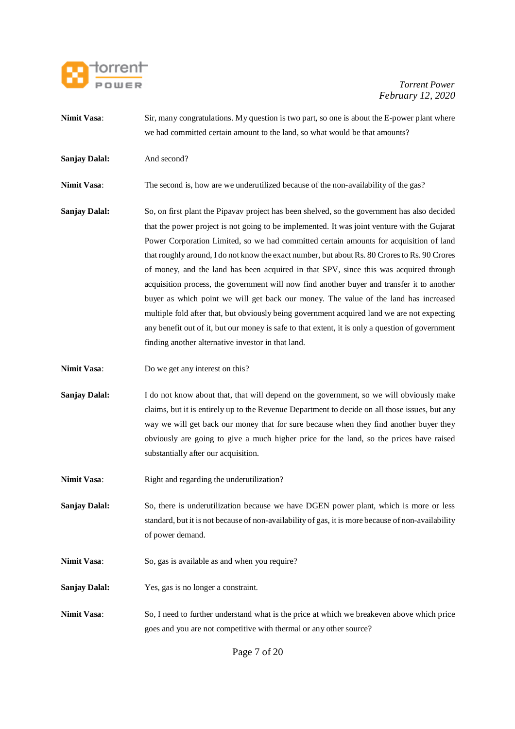**Nimit Vasa**: Sir, many congratulations. My question is two part, so one is about the E-power plant where we had committed certain amount to the land, so what would be that amounts?

**Sanjay Dalal:** And second?

**Nimit Vasa**: The second is, how are we underutilized because of the non-availability of the gas?

**Sanjay Dalal:** So, on first plant the Pipavav project has been shelved, so the government has also decided that the power project is not going to be implemented. It was joint venture with the Gujarat Power Corporation Limited, so we had committed certain amounts for acquisition of land that roughly around, I do not know the exact number, but about Rs. 80 Crores to Rs. 90 Crores of money, and the land has been acquired in that SPV, since this was acquired through acquisition process, the government will now find another buyer and transfer it to another buyer as which point we will get back our money. The value of the land has increased multiple fold after that, but obviously being government acquired land we are not expecting any benefit out of it, but our money is safe to that extent, it is only a question of government finding another alternative investor in that land.

**Nimit Vasa**: Do we get any interest on this?

**Sanjay Dalal:** I do not know about that, that will depend on the government, so we will obviously make claims, but it is entirely up to the Revenue Department to decide on all those issues, but any way we will get back our money that for sure because when they find another buyer they obviously are going to give a much higher price for the land, so the prices have raised substantially after our acquisition.

**Nimit Vasa**: Right and regarding the underutilization?

**Sanjay Dalal:** So, there is underutilization because we have DGEN power plant, which is more or less standard, but it is not because of non-availability of gas, it is more because of non-availability of power demand.

**Nimit Vasa**: So, gas is available as and when you require?

**Sanjay Dalal:** Yes, gas is no longer a constraint.

**Nimit Vasa**: So, I need to further understand what is the price at which we breakeven above which price goes and you are not competitive with thermal or any other source?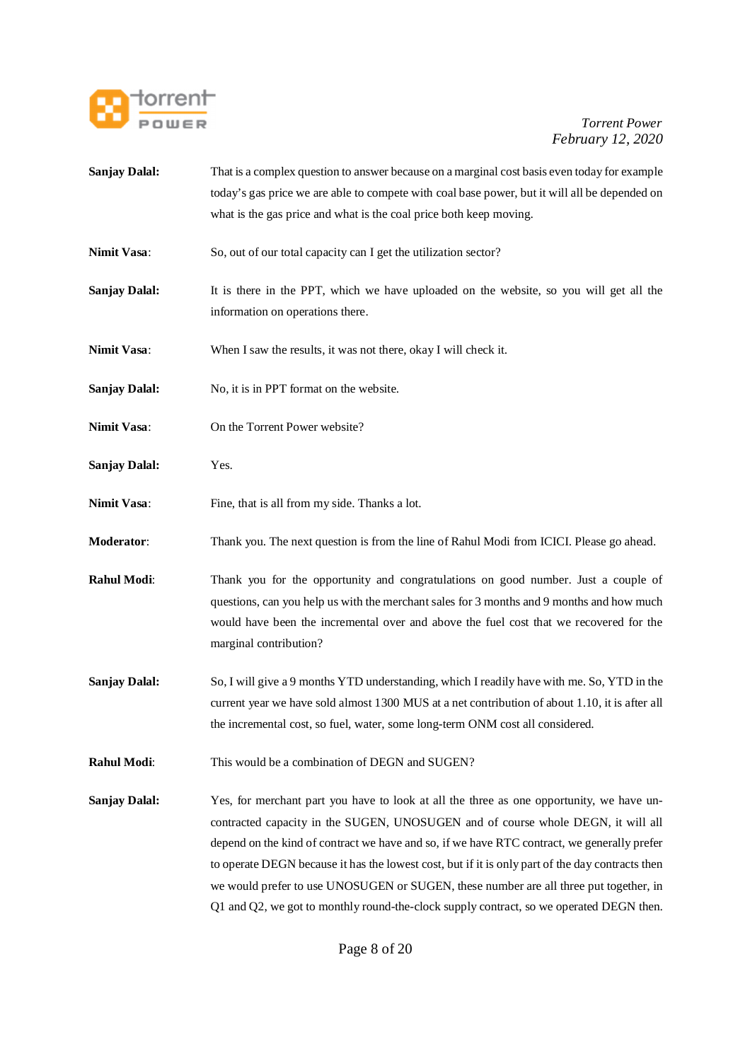**Sanjay Dalal:** That is a complex question to answer because on a marginal cost basis even today for example today's gas price we are able to compete with coal base power, but it will all be depended on what is the gas price and what is the coal price both keep moving.

**Nimit Vasa**: So, out of our total capacity can I get the utilization sector?

**Sanjay Dalal:** It is there in the PPT, which we have uploaded on the website, so you will get all the information on operations there.

**Nimit Vasa**: When I saw the results, it was not there, okay I will check it.

**Sanjay Dalal:** No, it is in PPT format on the website.

**Nimit Vasa**: On the Torrent Power website?

**Sanjay Dalal:** Yes.

**Nimit Vasa**: Fine, that is all from my side. Thanks a lot.

**Moderator**: Thank you. The next question is from the line of Rahul Modi from ICICI. Please go ahead.

**Rahul Modi**: Thank you for the opportunity and congratulations on good number. Just a couple of questions, can you help us with the merchant sales for 3 months and 9 months and how much would have been the incremental over and above the fuel cost that we recovered for the marginal contribution?

**Sanjay Dalal:** So, I will give a 9 months YTD understanding, which I readily have with me. So, YTD in the current year we have sold almost 1300 MUS at a net contribution of about 1.10, it is after all the incremental cost, so fuel, water, some long-term ONM cost all considered.

**Rahul Modi**: This would be a combination of DEGN and SUGEN?

**Sanjay Dalal:** Yes, for merchant part you have to look at all the three as one opportunity, we have un-contracted capacity in the SUGEN, UNOSUGEN and of course whole DEGN, it will all depend on the kind of contract we have and so, if we have RTC contract, we generally prefer to operate DEGN because it has the lowest cost, but if it is only part of the day contracts then we would prefer to use UNOSUGEN or SUGEN, these number are all three put together, in Q1 and Q2, we got to monthly round-the-clock supply contract, so we operated DEGN then.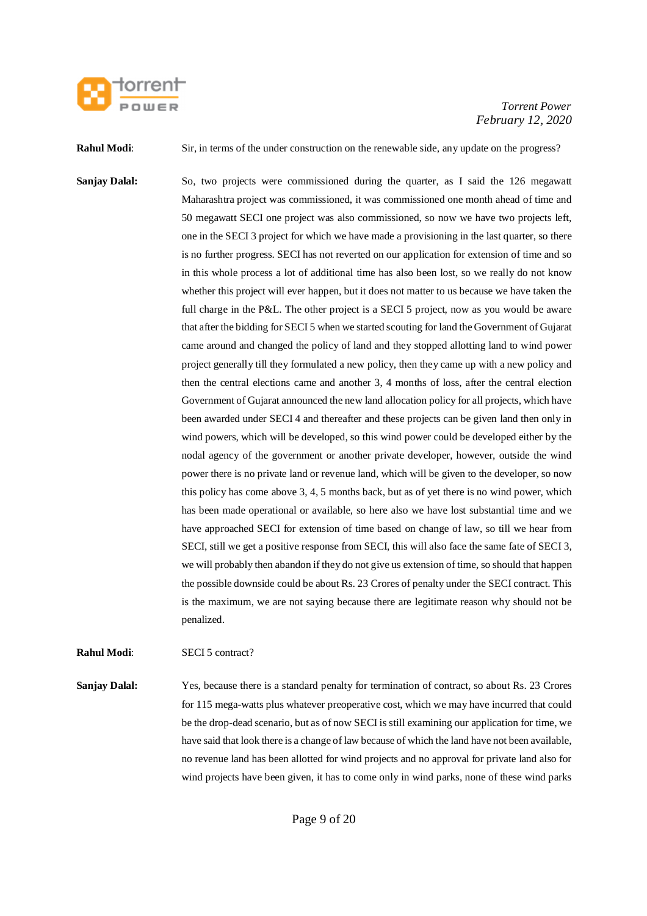**Rahul Modi**: Sir, in terms of the under construction on the renewable side, any update on the progress?

**Sanjay Dalal:** So, two projects were commissioned during the quarter, as I said the 126 megawatt Maharashtra project was commissioned, it was commissioned one month ahead of time and 50 megawatt SECI one project was also commissioned, so now we have two projects left, one in the SECI 3 project for which we have made a provisioning in the last quarter, so there is no further progress. SECI has not reverted on our application for extension of time and so in this whole process a lot of additional time has also been lost, so we really do not know whether this project will ever happen, but it does not matter to us because we have taken the full charge in the P&L. The other project is a SECI 5 project, now as you would be aware that after the bidding for SECI 5 when we started scouting for land the Government of Gujarat came around and changed the policy of land and they stopped allotting land to wind power project generally till they formulated a new policy, then they came up with a new policy and then the central elections came and another 3, 4 months of loss, after the central election Government of Gujarat announced the new land allocation policy for all projects, which have been awarded under SECI 4 and thereafter and these projects can be given land then only in wind powers, which will be developed, so this wind power could be developed either by the nodal agency of the government or another private developer, however, outside the wind power there is no private land or revenue land, which will be given to the developer, so now this policy has come above 3, 4, 5 months back, but as of yet there is no wind power, which has been made operational or available, so here also we have lost substantial time and we have approached SECI for extension of time based on change of law, so till we hear from SECI, still we get a positive response from SECI, this will also face the same fate of SECI 3, we will probably then abandon if they do not give us extension of time, so should that happen the possible downside could be about Rs. 23 Crores of penalty under the SECI contract. This is the maximum, we are not saying because there are legitimate reason why should not be penalized.

**Rahul Modi**: SECI 5 contract?

**Sanjay Dalal:** Yes, because there is a standard penalty for termination of contract, so about Rs. 23 Crores for 115 mega-watts plus whatever preoperative cost, which we may have incurred that could be the drop-dead scenario, but as of now SECI is still examining our application for time, we have said that look there is a change of law because of which the land have not been available, no revenue land has been allotted for wind projects and no approval for private land also for wind projects have been given, it has to come only in wind parks, none of these wind parks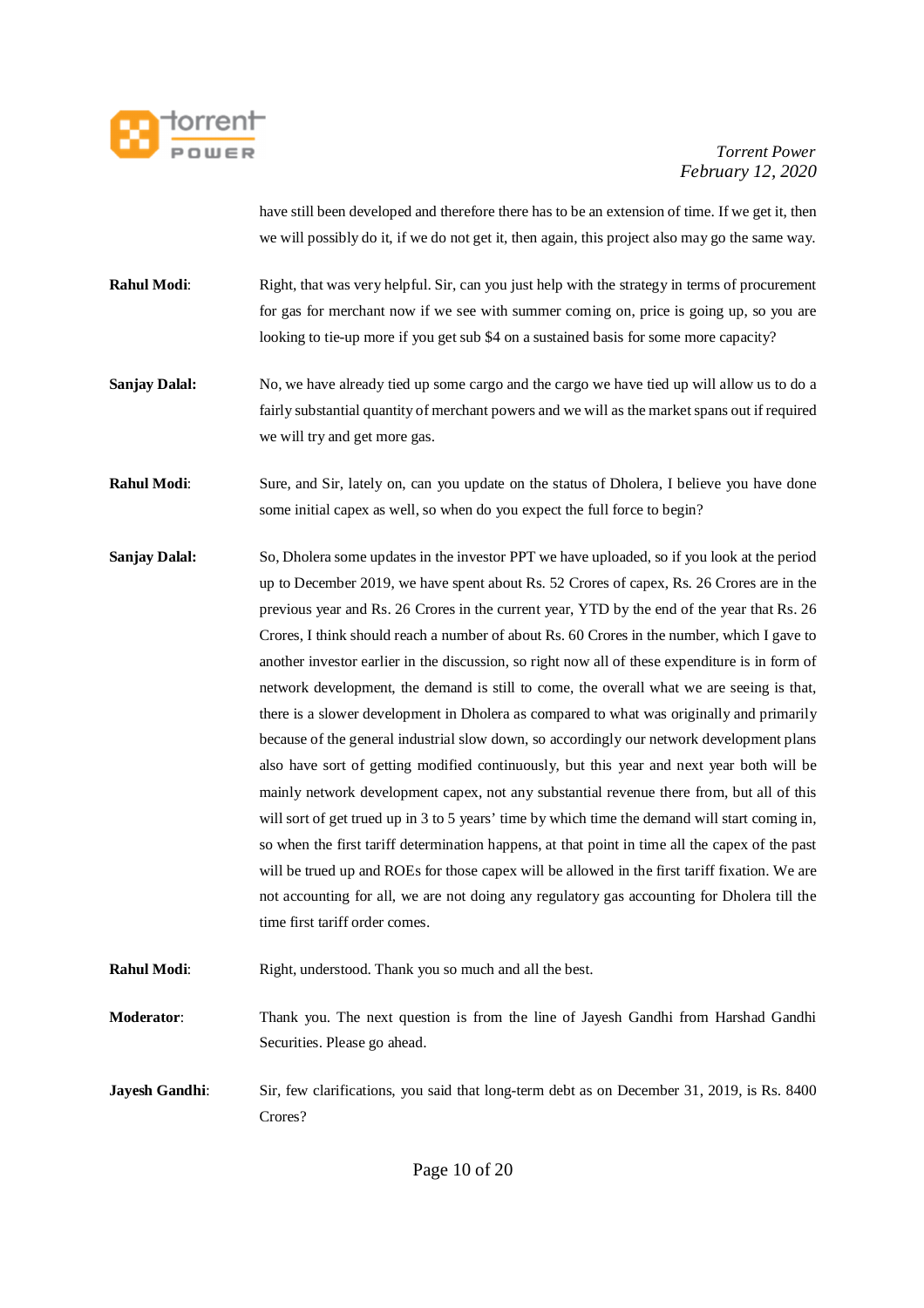have still been developed and therefore there has to be an extension of time. If we get it, then we will possibly do it, if we do not get it, then again, this project also may go the same way.

**Rahul Modi**: Right, that was very helpful. Sir, can you just help with the strategy in terms of procurement for gas for merchant now if we see with summer coming on, price is going up, so you are looking to tie-up more if you get sub $4 on a sustained basis for some more capacity?

**Sanjay Dalal:** No, we have already tied up some cargo and the cargo we have tied up will allow us to do a fairly substantial quantity of merchant powers and we will as the market spans out if required we will try and get more gas.

**Rahul Modi**: Sure, and Sir, lately on, can you update on the status of Dholera, I believe you have done some initial capex as well, so when do you expect the full force to begin?

**Sanjay Dalal:** So, Dholera some updates in the investor PPT we have uploaded, so if you look at the period up to December 2019, we have spent about Rs. 52 Crores of capex, Rs. 26 Crores are in the previous year and Rs. 26 Crores in the current year, YTD by the end of the year that Rs. 26 Crores, I think should reach a number of about Rs. 60 Crores in the number, which I gave to another investor earlier in the discussion, so right now all of these expenditure is in form of network development, the demand is still to come, the overall what we are seeing is that, there is a slower development in Dholera as compared to what was originally and primarily because of the general industrial slow down, so accordingly our network development plans also have sort of getting modified continuously, but this year and next year both will be mainly network development capex, not any substantial revenue there from, but all of this will sort of get trued up in 3 to 5 years' time by which time the demand will start coming in, so when the first tariff determination happens, at that point in time all the capex of the past will be trued up and ROEs for those capex will be allowed in the first tariff fixation. We are not accounting for all, we are not doing any regulatory gas accounting for Dholera till the time first tariff order comes.

**Rahul Modi**: Right, understood. Thank you so much and all the best.

**Moderator**: Thank you. The next question is from the line of Jayesh Gandhi from Harshad Gandhi Securities. Please go ahead.

**Jayesh Gandhi**: Sir, few clarifications, you said that long-term debt as on December 31, 2019, is Rs. 8400 Crores?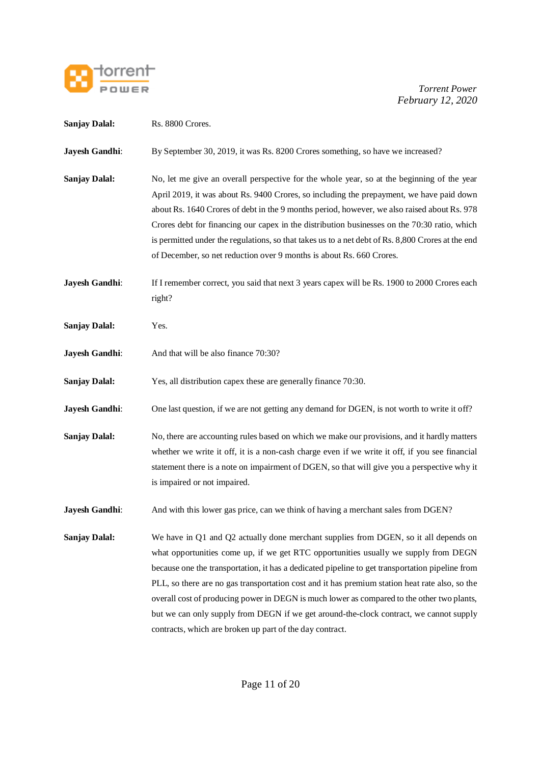**Sanjay Dalal:** Rs. 8800 Crores.

**Jayesh Gandhi**: By September 30, 2019, it was Rs. 8200 Crores something, so have we increased?

**Sanjay Dalal:** No, let me give an overall perspective for the whole year, so at the beginning of the year April 2019, it was about Rs. 9400 Crores, so including the prepayment, we have paid down about Rs. 1640 Crores of debt in the 9 months period, however, we also raised about Rs. 978 Crores debt for financing our capex in the distribution businesses on the 70:30 ratio, which is permitted under the regulations, so that takes us to a net debt of Rs. 8,800 Crores at the end of December, so net reduction over 9 months is about Rs. 660 Crores.

**Jayesh Gandhi**: If I remember correct, you said that next 3 years capex will be Rs. 1900 to 2000 Crores each right?

**Sanjay Dalal:** Yes.

**Jayesh Gandhi**: And that will be also finance 70:30?

**Sanjay Dalal:** Yes, all distribution capex these are generally finance 70:30.

**Jayesh Gandhi**: One last question, if we are not getting any demand for DGEN, is not worth to write it off?

**Sanjay Dalal:** No, there are accounting rules based on which we make our provisions, and it hardly matters whether we write it off, it is a non-cash charge even if we write it off, if you see financial statement there is a note on impairment of DGEN, so that will give you a perspective why it is impaired or not impaired.

**Jayesh Gandhi**: And with this lower gas price, can we think of having a merchant sales from DGEN?

**Sanjay Dalal:** We have in Q1 and Q2 actually done merchant supplies from DGEN, so it all depends on what opportunities come up, if we get RTC opportunities usually we supply from DEGN because one the transportation, it has a dedicated pipeline to get transportation pipeline from PLL, so there are no gas transportation cost and it has premium station heat rate also, so the overall cost of producing power in DEGN is much lower as compared to the other two plants, but we can only supply from DEGN if we get around-the-clock contract, we cannot supply contracts, which are broken up part of the day contract.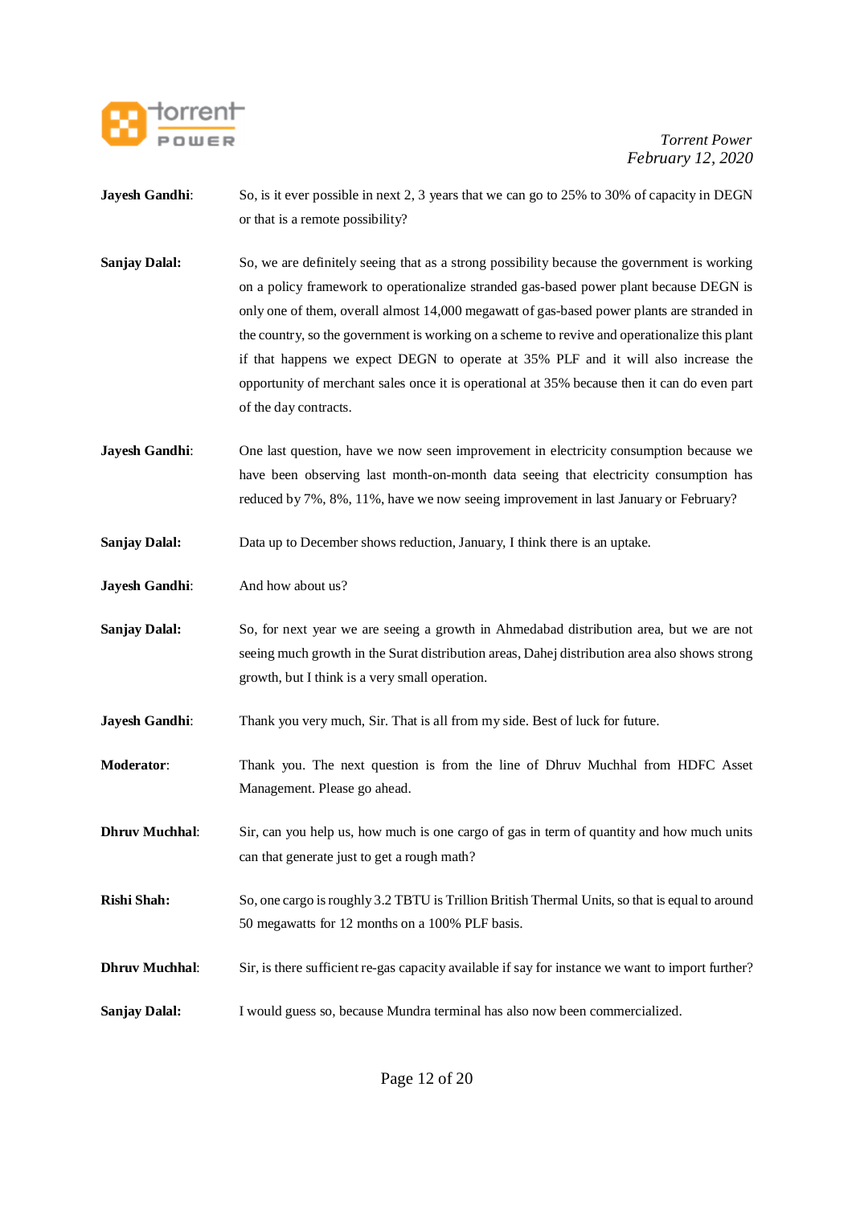**Jayesh Gandhi**: So, is it ever possible in next 2, 3 years that we can go to 25% to 30% of capacity in DEGN or that is a remote possibility?

**Sanjay Dalal:** So, we are definitely seeing that as a strong possibility because the government is working on a policy framework to operationalize stranded gas-based power plant because DEGN is only one of them, overall almost 14,000 megawatt of gas-based power plants are stranded in the country, so the government is working on a scheme to revive and operationalize this plant if that happens we expect DEGN to operate at 35% PLF and it will also increase the opportunity of merchant sales once it is operational at 35% because then it can do even part of the day contracts.

**Jayesh Gandhi**: One last question, have we now seen improvement in electricity consumption because we have been observing last month-on-month data seeing that electricity consumption has reduced by 7%, 8%, 11%, have we now seeing improvement in last January or February?

**Sanjay Dalal:** Data up to December shows reduction, January, I think there is an uptake.

**Jayesh Gandhi**: And how about us?

**Sanjay Dalal:** So, for next year we are seeing a growth in Ahmedabad distribution area, but we are not seeing much growth in the Surat distribution areas, Dahej distribution area also shows strong growth, but I think is a very small operation.

**Jayesh Gandhi**: Thank you very much, Sir. That is all from my side. Best of luck for future.

**Moderator**: Thank you. The next question is from the line of Dhruv Muchhal from HDFC Asset Management. Please go ahead.

**Dhruv Muchhal**: Sir, can you help us, how much is one cargo of gas in term of quantity and how much units can that generate just to get a rough math?

**Rishi Shah:** So, one cargo is roughly 3.2 TBTU is Trillion British Thermal Units, so that is equal to around 50 megawatts for 12 months on a 100% PLF basis.

**Dhruv Muchhal**: Sir, is there sufficient re-gas capacity available if say for instance we want to import further?

**Sanjay Dalal:** I would guess so, because Mundra terminal has also now been commercialized.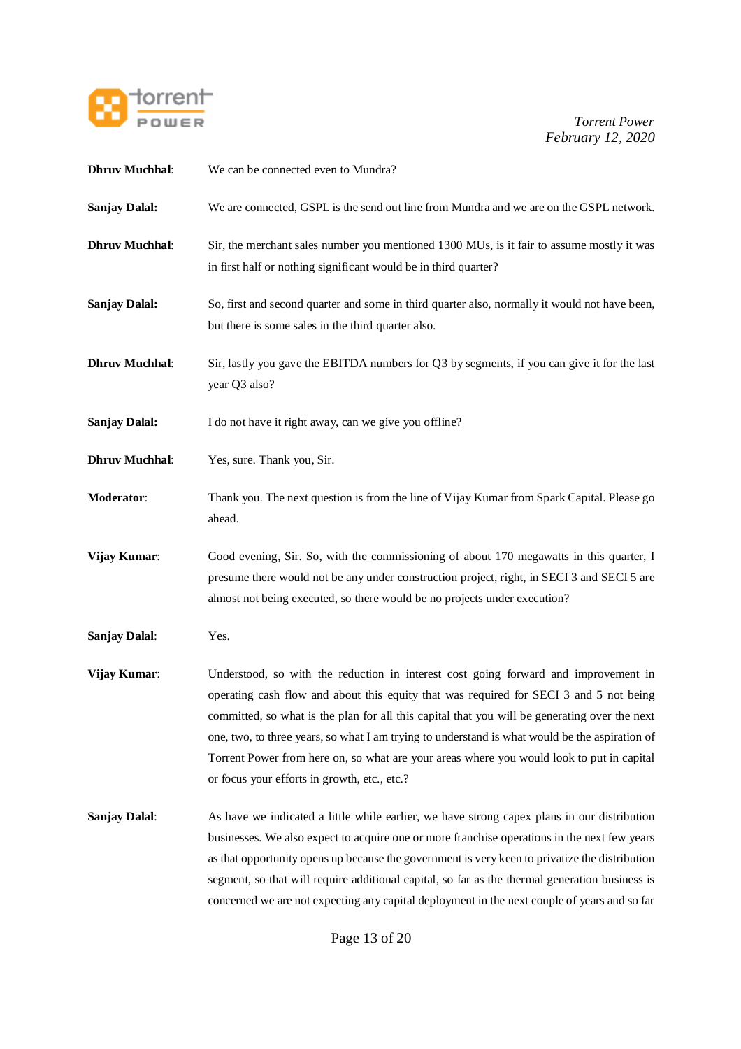**Dhruv Muchhal**: We can be connected even to Mundra?

**Sanjay Dalal:** We are connected, GSPL is the send out line from Mundra and we are on the GSPL network.

**Dhruv Muchhal**: Sir, the merchant sales number you mentioned 1300 MUs, is it fair to assume mostly it was in first half or nothing significant would be in third quarter?

**Sanjay Dalal:** So, first and second quarter and some in third quarter also, normally it would not have been, but there is some sales in the third quarter also.

**Dhruv Muchhal**: Sir, lastly you gave the EBITDA numbers for Q3 by segments, if you can give it for the last year Q3 also?

**Sanjay Dalal:** I do not have it right away, can we give you offline?

**Dhruv Muchhal**: Yes, sure. Thank you, Sir.

**Moderator**: Thank you. The next question is from the line of Vijay Kumar from Spark Capital. Please go ahead.

**Vijay Kumar**: Good evening, Sir. So, with the commissioning of about 170 megawatts in this quarter, I presume there would not be any under construction project, right, in SECI 3 and SECI 5 are almost not being executed, so there would be no projects under execution?

**Sanjay Dalal**: Yes.

**Vijay Kumar**: Understood, so with the reduction in interest cost going forward and improvement in operating cash flow and about this equity that was required for SECI 3 and 5 not being committed, so what is the plan for all this capital that you will be generating over the next one, two, to three years, so what I am trying to understand is what would be the aspiration of Torrent Power from here on, so what are your areas where you would look to put in capital or focus your efforts in growth, etc., etc.?

**Sanjay Dalal**: As have we indicated a little while earlier, we have strong capex plans in our distribution businesses. We also expect to acquire one or more franchise operations in the next few years as that opportunity opens up because the government is very keen to privatize the distribution segment, so that will require additional capital, so far as the thermal generation business is concerned we are not expecting any capital deployment in the next couple of years and so far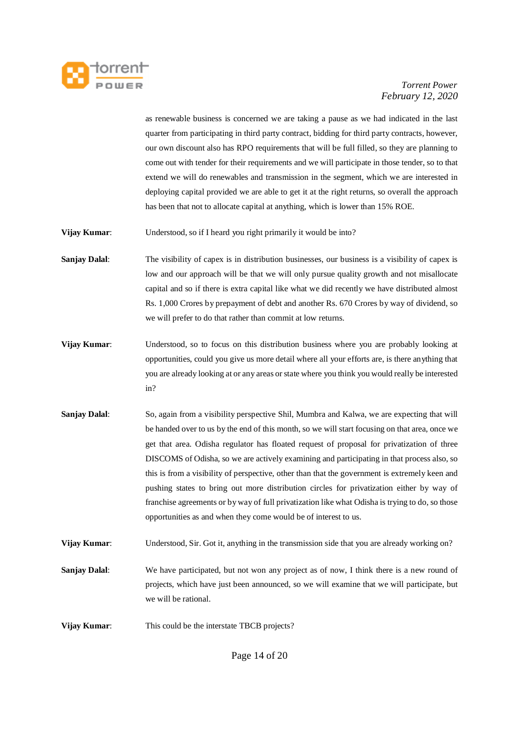as renewable business is concerned we are taking a pause as we had indicated in the last quarter from participating in third party contract, bidding for third party contracts, however, our own discount also has RPO requirements that will be full filled, so they are planning to come out with tender for their requirements and we will participate in those tender, so to that extend we will do renewables and transmission in the segment, which we are interested in deploying capital provided we are able to get it at the right returns, so overall the approach has been that not to allocate capital at anything, which is lower than 15% ROE.

**Vijay Kumar**: Understood, so if I heard you right primarily it would be into?

**Sanjay Dalal**: The visibility of capex is in distribution businesses, our business is a visibility of capex is low and our approach will be that we will only pursue quality growth and not misallocate capital and so if there is extra capital like what we did recently we have distributed almost Rs. 1,000 Crores by prepayment of debt and another Rs. 670 Crores by way of dividend, so we will prefer to do that rather than commit at low returns.

**Vijay Kumar**: Understood, so to focus on this distribution business where you are probably looking at opportunities, could you give us more detail where all your efforts are, is there anything that you are already looking at or any areas or state where you think you would really be interested in?

**Sanjay Dalal**: So, again from a visibility perspective Shil, Mumbra and Kalwa, we are expecting that will be handed over to us by the end of this month, so we will start focusing on that area, once we get that area. Odisha regulator has floated request of proposal for privatization of three DISCOMS of Odisha, so we are actively examining and participating in that process also, so this is from a visibility of perspective, other than that the government is extremely keen and pushing states to bring out more distribution circles for privatization either by way of franchise agreements or by way of full privatization like what Odisha is trying to do, so those opportunities as and when they come would be of interest to us.

**Vijay Kumar**: Understood, Sir. Got it, anything in the transmission side that you are already working on?

**Sanjay Dalal**: We have participated, but not won any project as of now, I think there is a new round of projects, which have just been announced, so we will examine that we will participate, but we will be rational.

**Vijay Kumar**: This could be the interstate TBCB projects?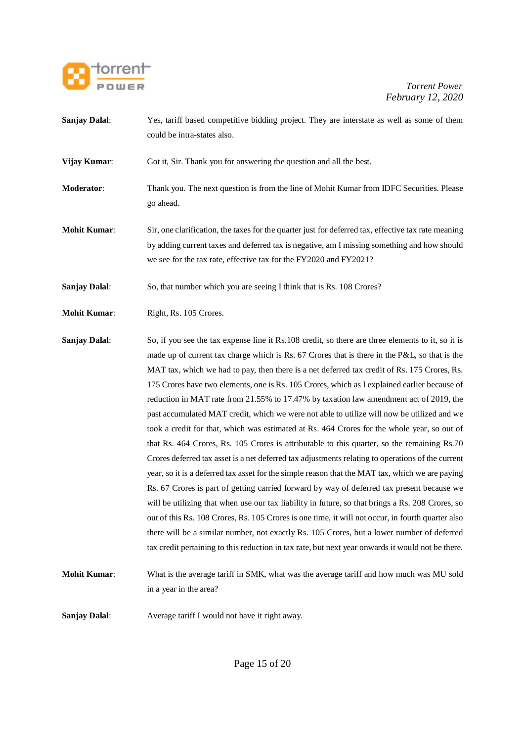**Sanjay Dalal**: Yes, tariff based competitive bidding project. They are interstate as well as some of them could be intra-states also.

**Vijay Kumar**: Got it, Sir. Thank you for answering the question and all the best.

**Moderator**: Thank you. The next question is from the line of Mohit Kumar from IDFC Securities. Please go ahead.

**Mohit Kumar**: Sir, one clarification, the taxes for the quarter just for deferred tax, effective tax rate meaning by adding current taxes and deferred tax is negative, am I missing something and how should we see for the tax rate, effective tax for the FY2020 and FY2021?

**Sanjay Dalal**: So, that number which you are seeing I think that is Rs. 108 Crores?

**Mohit Kumar**: Right, Rs. 105 Crores.

**Sanjay Dalal**: So, if you see the tax expense line it Rs.108 credit, so there are three elements to it, so it is made up of current tax charge which is Rs. 67 Crores that is there in the P&L, so that is the MAT tax, which we had to pay, then there is a net deferred tax credit of Rs. 175 Crores, Rs. 175 Crores have two elements, one is Rs. 105 Crores, which as I explained earlier because of reduction in MAT rate from 21.55% to 17.47% by taxation law amendment act of 2019, the past accumulated MAT credit, which we were not able to utilize will now be utilized and we took a credit for that, which was estimated at Rs. 464 Crores for the whole year, so out of that Rs. 464 Crores, Rs. 105 Crores is attributable to this quarter, so the remaining Rs.70 Crores deferred tax asset is a net deferred tax adjustments relating to operations of the current year, so it is a deferred tax asset for the simple reason that the MAT tax, which we are paying Rs. 67 Crores is part of getting carried forward by way of deferred tax present because we will be utilizing that when use our tax liability in future, so that brings a Rs. 208 Crores, so out of this Rs. 108 Crores, Rs. 105 Crores is one time, it will not occur, in fourth quarter also there will be a similar number, not exactly Rs. 105 Crores, but a lower number of deferred tax credit pertaining to this reduction in tax rate, but next year onwards it would not be there.

**Mohit Kumar**: What is the average tariff in SMK, what was the average tariff and how much was MU sold in a year in the area?

**Sanjay Dalal**: Average tariff I would not have it right away.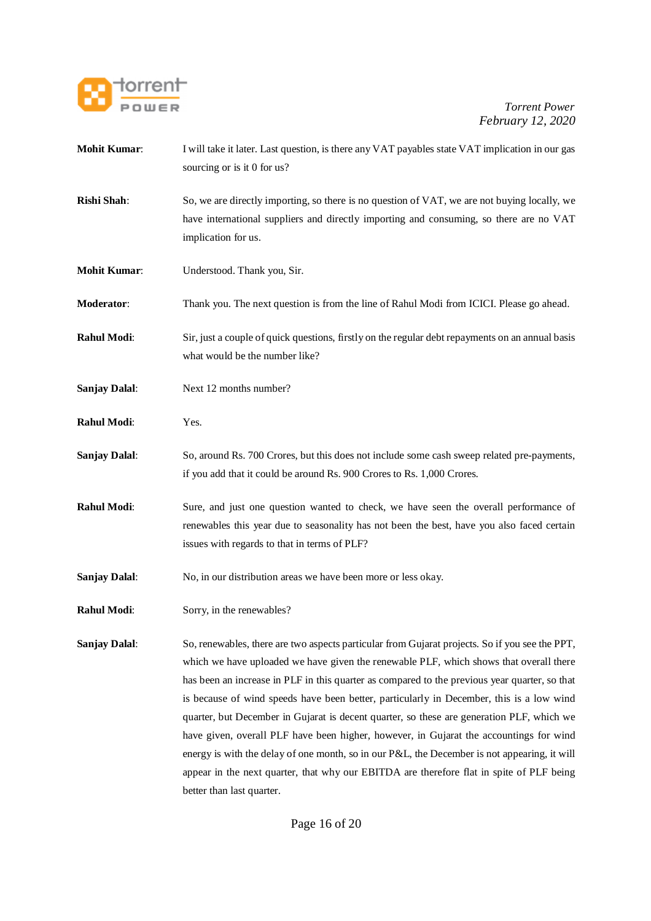**Mohit Kumar**: I will take it later. Last question, is there any VAT payables state VAT implication in our gas sourcing or is it 0 for us?

**Rishi Shah**: So, we are directly importing, so there is no question of VAT, we are not buying locally, we have international suppliers and directly importing and consuming, so there are no VAT implication for us.

**Mohit Kumar**: Understood. Thank you, Sir.

**Moderator**: Thank you. The next question is from the line of Rahul Modi from ICICI. Please go ahead.

**Rahul Modi**: Sir, just a couple of quick questions, firstly on the regular debt repayments on an annual basis what would be the number like?

**Sanjay Dalal**: Next 12 months number?

**Rahul Modi**: Yes.

**Sanjay Dalal**: So, around Rs. 700 Crores, but this does not include some cash sweep related pre-payments, if you add that it could be around Rs. 900 Crores to Rs. 1,000 Crores.

**Rahul Modi**: Sure, and just one question wanted to check, we have seen the overall performance of renewables this year due to seasonality has not been the best, have you also faced certain issues with regards to that in terms of PLF?

**Sanjay Dalal**: No, in our distribution areas we have been more or less okay.

**Rahul Modi**: Sorry, in the renewables?

**Sanjay Dalal**: So, renewables, there are two aspects particular from Gujarat projects. So if you see the PPT, which we have uploaded we have given the renewable PLF, which shows that overall there has been an increase in PLF in this quarter as compared to the previous year quarter, so that is because of wind speeds have been better, particularly in December, this is a low wind quarter, but December in Gujarat is decent quarter, so these are generation PLF, which we have given, overall PLF have been higher, however, in Gujarat the accountings for wind energy is with the delay of one month, so in our P&L, the December is not appearing, it will appear in the next quarter, that why our EBITDA are therefore flat in spite of PLF being better than last quarter.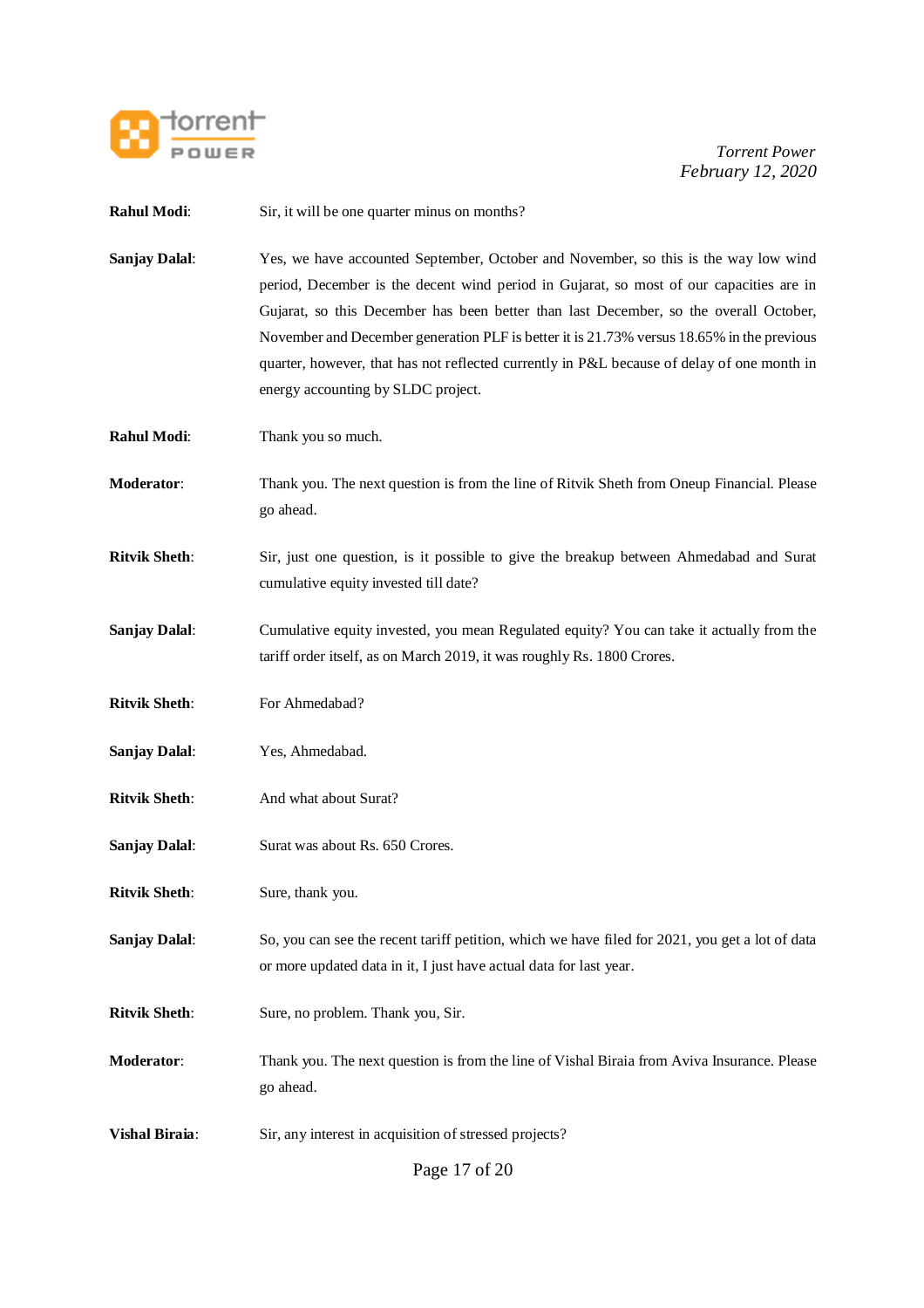**Rahul Modi**: Sir, it will be one quarter minus on months?

**Sanjay Dalal**: Yes, we have accounted September, October and November, so this is the way low wind period, December is the decent wind period in Gujarat, so most of our capacities are in Gujarat, so this December has been better than last December, so the overall October, November and December generation PLF is better it is 21.73% versus 18.65% in the previous quarter, however, that has not reflected currently in P&L because of delay of one month in energy accounting by SLDC project.

**Rahul Modi**: Thank you so much.

**Moderator**: Thank you. The next question is from the line of Ritvik Sheth from Oneup Financial. Please go ahead.

**Ritvik Sheth**: Sir, just one question, is it possible to give the breakup between Ahmedabad and Surat cumulative equity invested till date?

**Sanjay Dalal**: Cumulative equity invested, you mean Regulated equity? You can take it actually from the tariff order itself, as on March 2019, it was roughly Rs. 1800 Crores.

**Ritvik Sheth**: For Ahmedabad?

**Sanjay Dalal**: Yes, Ahmedabad.

**Ritvik Sheth**: And what about Surat?

**Sanjay Dalal**: Surat was about Rs. 650 Crores.

**Ritvik Sheth**: Sure, thank you.

**Sanjay Dalal**: So, you can see the recent tariff petition, which we have filed for 2021, you get a lot of data or more updated data in it, I just have actual data for last year.

**Ritvik Sheth**: Sure, no problem. Thank you, Sir.

**Moderator**: Thank you. The next question is from the line of Vishal Biraia from Aviva Insurance. Please go ahead.

**Vishal Biraia**: Sir, any interest in acquisition of stressed projects?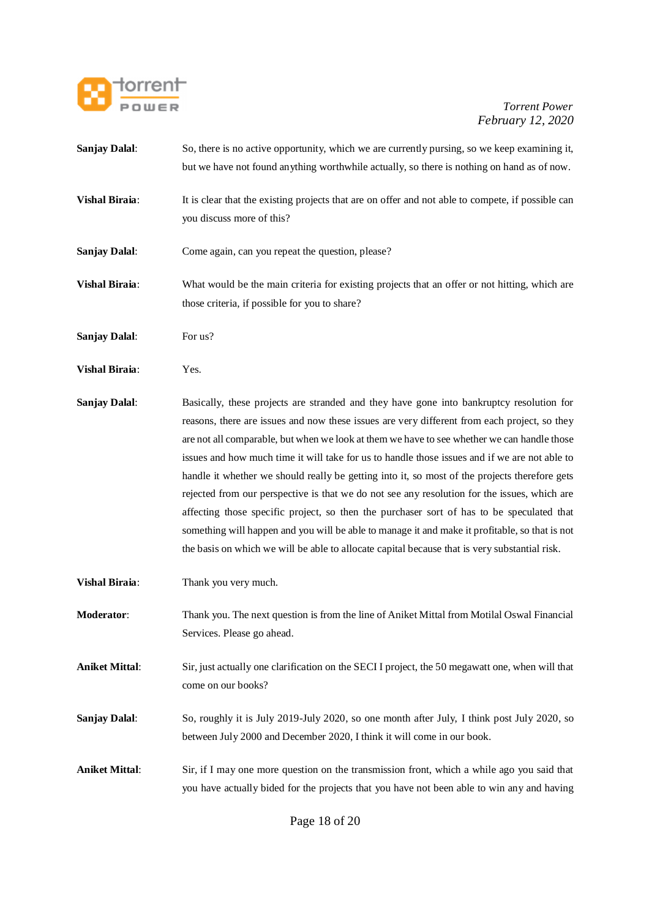**Sanjay Dalal**: So, there is no active opportunity, which we are currently pursing, so we keep examining it, but we have not found anything worthwhile actually, so there is nothing on hand as of now.

**Vishal Biraia**: It is clear that the existing projects that are on offer and not able to compete, if possible can you discuss more of this?

**Sanjay Dalal**: Come again, can you repeat the question, please?

**Vishal Biraia**: What would be the main criteria for existing projects that an offer or not hitting, which are those criteria, if possible for you to share?

**Sanjay Dalal**: For us?

**Vishal Biraia**: Yes.

**Sanjay Dalal**: Basically, these projects are stranded and they have gone into bankruptcy resolution for reasons, there are issues and now these issues are very different from each project, so they are not all comparable, but when we look at them we have to see whether we can handle those issues and how much time it will take for us to handle those issues and if we are not able to handle it whether we should really be getting into it, so most of the projects therefore gets rejected from our perspective is that we do not see any resolution for the issues, which are affecting those specific project, so then the purchaser sort of has to be speculated that something will happen and you will be able to manage it and make it profitable, so that is not the basis on which we will be able to allocate capital because that is very substantial risk.

**Vishal Biraia**: Thank you very much.

**Moderator**: Thank you. The next question is from the line of Aniket Mittal from Motilal Oswal Financial Services. Please go ahead.

**Aniket Mittal**: Sir, just actually one clarification on the SECI I project, the 50 megawatt one, when will that come on our books?

**Sanjay Dalal**: So, roughly it is July 2019-July 2020, so one month after July, I think post July 2020, so between July 2000 and December 2020, I think it will come in our book.

**Aniket Mittal**: Sir, if I may one more question on the transmission front, which a while ago you said that you have actually bided for the projects that you have not been able to win any and having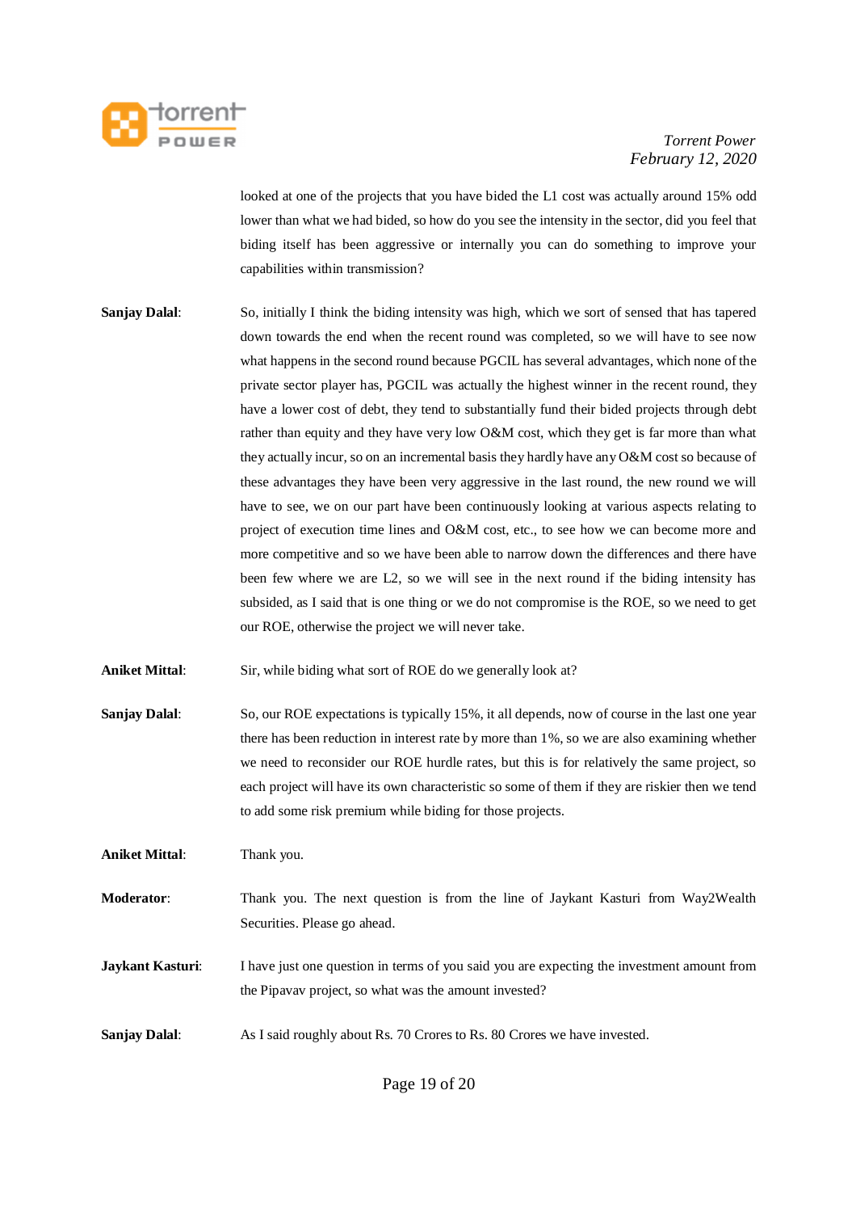looked at one of the projects that you have bided the L1 cost was actually around 15% odd lower than what we had bided, so how do you see the intensity in the sector, did you feel that biding itself has been aggressive or internally you can do something to improve your capabilities within transmission?

**Sanjay Dalal**: So, initially I think the biding intensity was high, which we sort of sensed that has tapered down towards the end when the recent round was completed, so we will have to see now what happens in the second round because PGCIL has several advantages, which none of the private sector player has, PGCIL was actually the highest winner in the recent round, they have a lower cost of debt, they tend to substantially fund their bided projects through debt rather than equity and they have very low O&M cost, which they get is far more than what they actually incur, so on an incremental basis they hardly have any O&M cost so because of these advantages they have been very aggressive in the last round, the new round we will have to see, we on our part have been continuously looking at various aspects relating to project of execution time lines and O&M cost, etc., to see how we can become more and more competitive and so we have been able to narrow down the differences and there have been few where we are L2, so we will see in the next round if the biding intensity has subsided, as I said that is one thing or we do not compromise is the ROE, so we need to get our ROE, otherwise the project we will never take.

**Aniket Mittal**: Sir, while biding what sort of ROE do we generally look at?

**Sanjay Dalal**: So, our ROE expectations is typically 15%, it all depends, now of course in the last one year there has been reduction in interest rate by more than 1%, so we are also examining whether we need to reconsider our ROE hurdle rates, but this is for relatively the same project, so each project will have its own characteristic so some of them if they are riskier then we tend to add some risk premium while biding for those projects.

**Aniket Mittal**: Thank you.

**Moderator**: Thank you. The next question is from the line of Jaykant Kasturi from Way2Wealth Securities. Please go ahead.

**Jaykant Kasturi**: I have just one question in terms of you said you are expecting the investment amount from the Pipavav project, so what was the amount invested?

**Sanjay Dalal**: As I said roughly about Rs. 70 Crores to Rs. 80 Crores we have invested.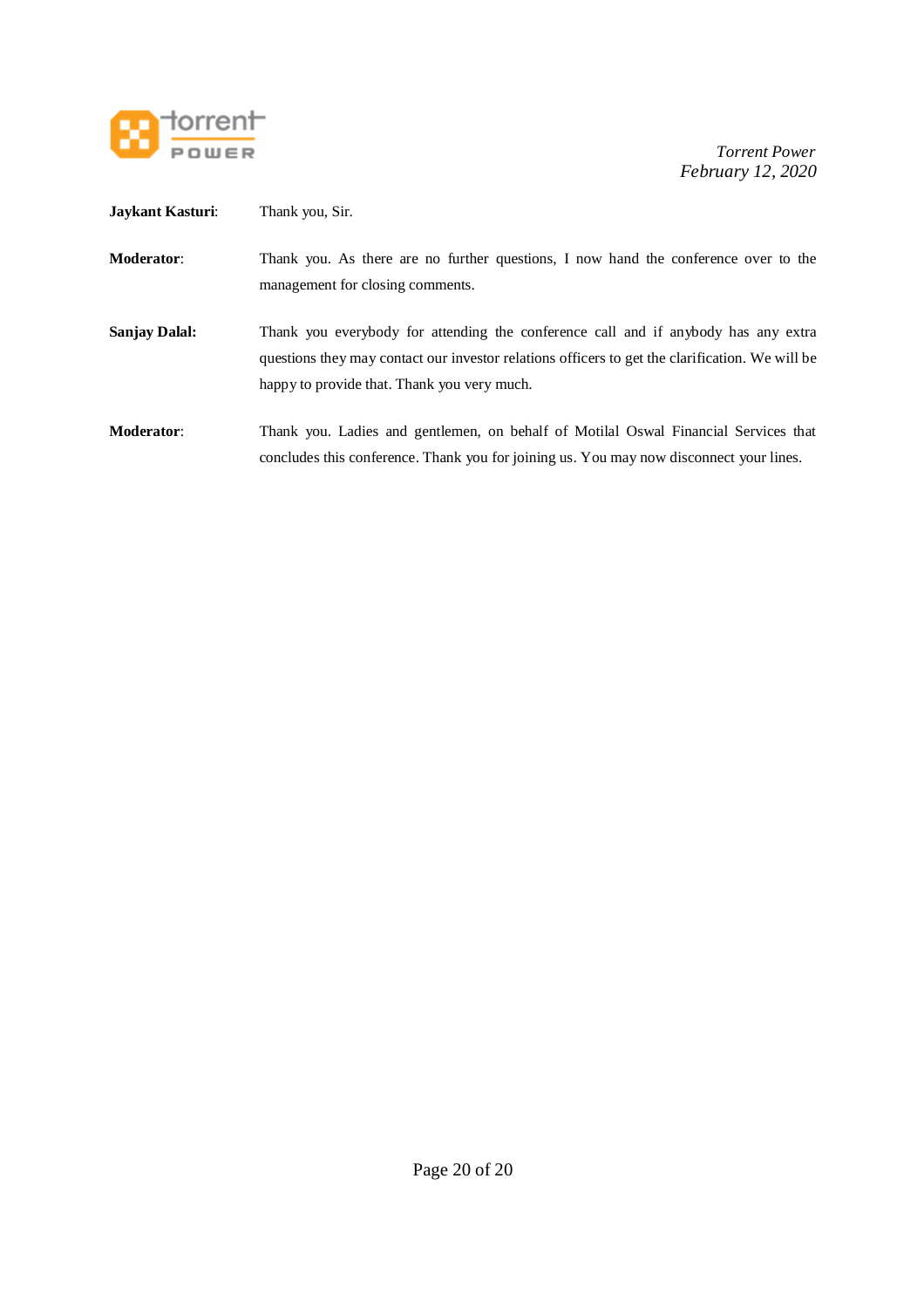**Jaykant Kasturi**: Thank you, Sir.

**Moderator**: Thank you. As there are no further questions, I now hand the conference over to the management for closing comments.

**Sanjay Dalal:** Thank you everybody for attending the conference call and if anybody has any extra questions they may contact our investor relations officers to get the clarification. We will be happy to provide that. Thank you very much.

**Moderator**: Thank you. Ladies and gentlemen, on behalf of Motilal Oswal Financial Services that concludes this conference. Thank you for joining us. You may now disconnect your lines.